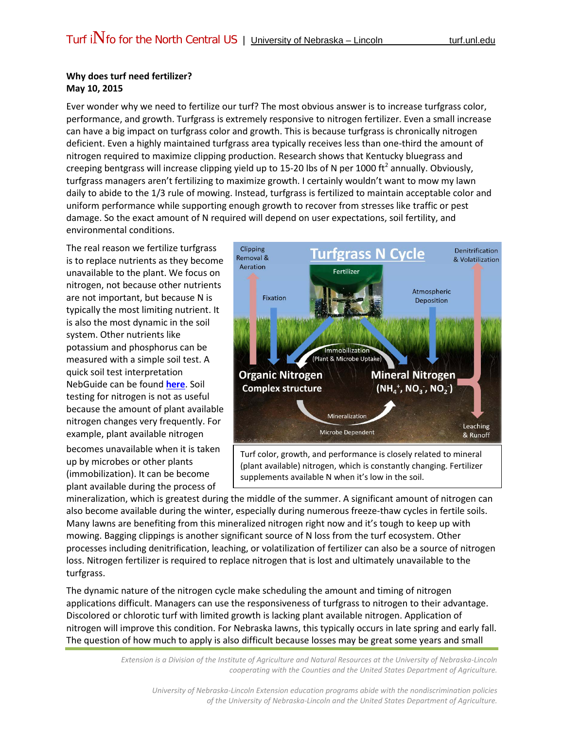**Why does turf need fertilizer?**
**May 10, 2015**

Ever wonder why we need to fertilize our turf? The most obvious answer is to increase turfgrass color, performance, and growth. Turfgrass is extremely responsive to nitrogen fertilizer. Even a small increase can have a big impact on turfgrass color and growth. This is because turfgrass is chronically nitrogen deficient. Even a highly maintained turfgrass area typically receives less than one-third the amount of nitrogen required to maximize clipping production. Research shows that Kentucky bluegrass and creeping bentgrass will increase clipping yield up to 15-20 lbs of N per 1000 $ft^2$ annually. Obviously, turfgrass managers aren't fertilizing to maximize growth. I certainly wouldn't want to mow my lawn daily to abide to the 1/3 rule of mowing. Instead, turfgrass is fertilized to maintain acceptable color and uniform performance while supporting enough growth to recover from stresses like traffic or pest damage. So the exact amount of N required will depend on user expectations, soil fertility, and environmental conditions.

The real reason we fertilize turfgrass is to replace nutrients as they become unavailable to the plant. We focus on nitrogen, not because other nutrients are not important, but because N is typically the most limiting nutrient. It is also the most dynamic in the soil system. Other nutrients like potassium and phosphorus can be measured with a simple soil test. A quick soil test interpretation NebGuide can be found **here**. Soil testing for nitrogen is not as useful because the amount of plant available nitrogen changes very frequently. For example, plant available nitrogen becomes unavailable when it is taken up by microbes or other plants (immobilization). It can be become plant available during the process of mineralization, which is greatest during the middle of the summer. A significant amount of nitrogen can also become available during the winter, especially during numerous freeze-thaw cycles in fertile soils. Many lawns are benefiting from this mineralized nitrogen right now and it's tough to keep up with mowing. Bagging clippings is another significant source of N loss from the turf ecosystem. Other processes including denitrification, leaching, or volatilization of fertilizer can also be a source of nitrogen loss. Nitrogen fertilizer is required to replace nitrogen that is lost and ultimately unavailable to the turfgrass.

**Turfgrass N Cycle**

Clipping Removal & Aeration; Fertilizer; Denitrification & Volatilization; Fixation; Atmospheric Deposition; Immobilization (Plant & Microbe Uptake); Organic Nitrogen Complex structure; Mineral Nitrogen ($NH_4^+$, $NO_3^-$, $NO_2^-$); Mineralization; Microbe Dependent; Leaching & Runoff

Turf color, growth, and performance is closely related to mineral (plant available) nitrogen, which is constantly changing. Fertilizer supplements available N when it's low in the soil.

The dynamic nature of the nitrogen cycle make scheduling the amount and timing of nitrogen applications difficult. Managers can use the responsiveness of turfgrass to nitrogen to their advantage. Discolored or chlorotic turf with limited growth is lacking plant available nitrogen. Application of nitrogen will improve this condition. For Nebraska lawns, this typically occurs in late spring and early fall. The question of how much to apply is also difficult because losses may be great some years and small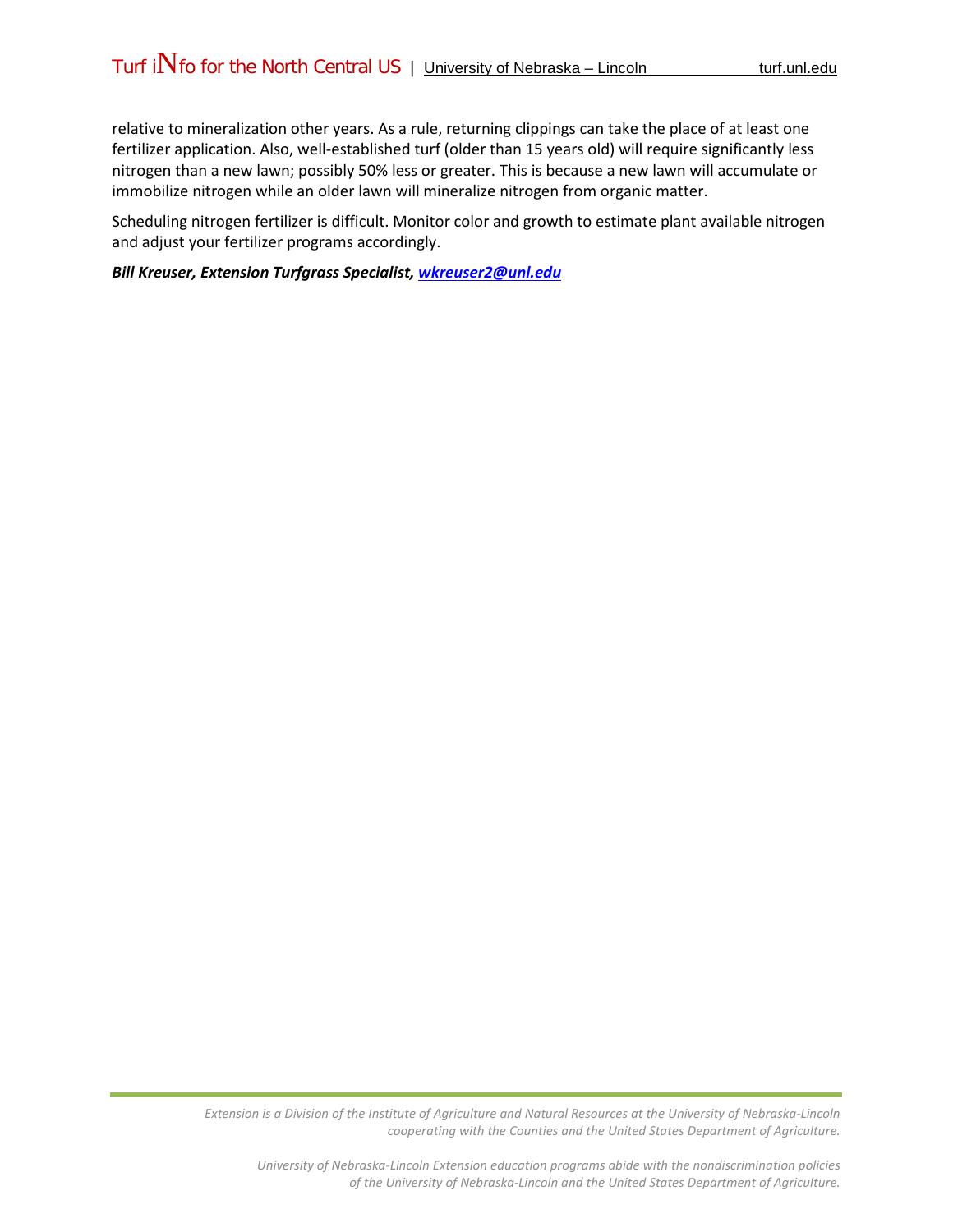relative to mineralization other years. As a rule, returning clippings can take the place of at least one fertilizer application. Also, well-established turf (older than 15 years old) will require significantly less nitrogen than a new lawn; possibly 50% less or greater. This is because a new lawn will accumulate or immobilize nitrogen while an older lawn will mineralize nitrogen from organic matter.

Scheduling nitrogen fertilizer is difficult. Monitor color and growth to estimate plant available nitrogen and adjust your fertilizer programs accordingly.

***Bill Kreuser, Extension Turfgrass Specialist, wkreuser2@unl.edu***

*Extension is a Division of the Institute of Agriculture and Natural Resources at the University of Nebraska-Lincoln cooperating with the Counties and the United States Department of Agriculture.*

*University of Nebraska-Lincoln Extension education programs abide with the nondiscrimination policies of the University of Nebraska-Lincoln and the United States Department of Agriculture.*